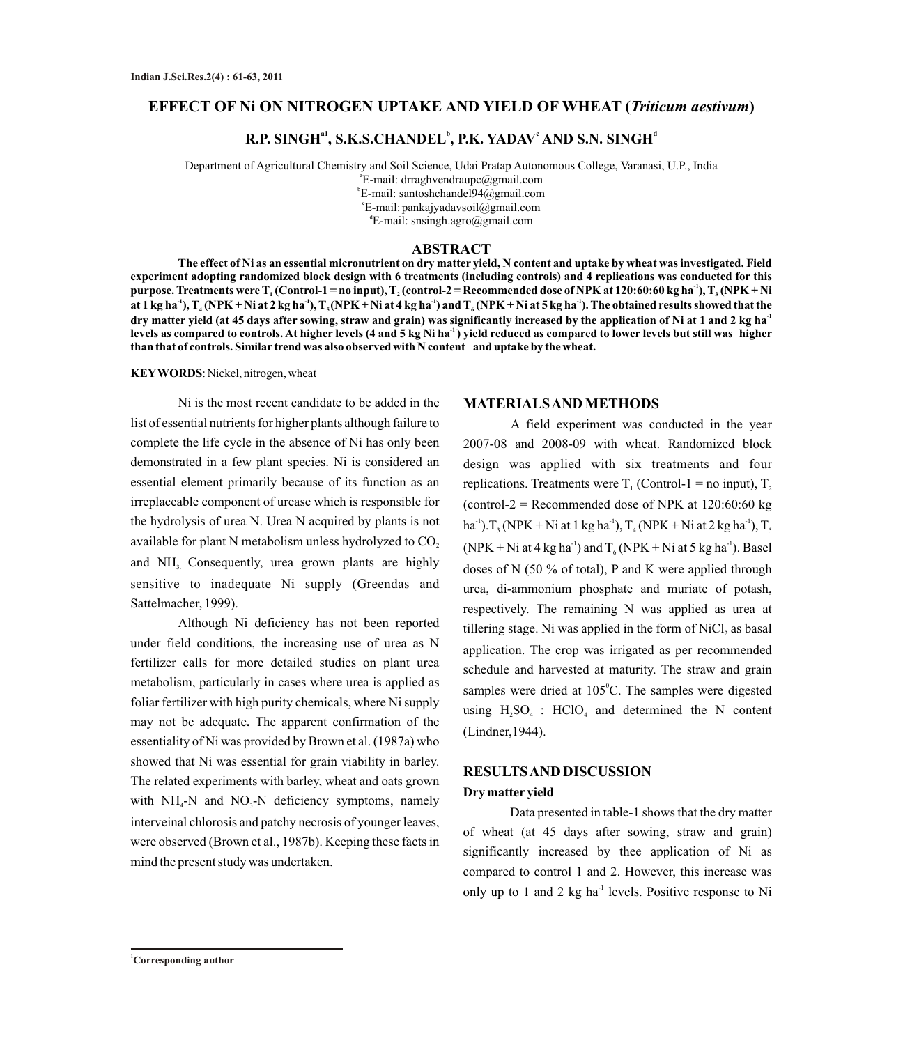# EFFECT OF Ni ON NITROGEN UPTAKE AND YIELD OF WHEAT (*Triticum aestivum*)

**R.P. SINGH[a1], S.K.S.CHANDEL[b], P.K. YADAV[c] AND S.N. SINGH[d]**

Department of Agricultural Chemistry and Soil Science, Udai Pratap Autonomous College, Varanasi, U.P., India
[a]E-mail: drraghvendraupc@gmail.com
[b]E-mail: santoshchandel94@gmail.com
[c]E-mail: pankajyadavsoil@gmail.com
[d]E-mail: snsingh.agro@gmail.com

## ABSTRACT

**The effect of Ni as an essential micronutrient on dry matter yield, N content and uptake by wheat was investigated. Field experiment adopting randomized block design with 6 treatments (including controls) and 4 replications was conducted for this purpose. Treatments were $T_1$ (Control-1 = no input), $T_2$ (control-2 = Recommended dose of NPK at 120:60:60 kg ha$^{-1}$), $T_3$ (NPK + Ni at 1 kg ha$^{-1}$), $T_4$ (NPK + Ni at 2 kg ha$^{-1}$), $T_5$ (NPK + Ni at 4 kg ha$^{-1}$) and $T_6$ (NPK + Ni at 5 kg ha$^{-1}$). The obtained results showed that the dry matter yield (at 45 days after sowing, straw and grain) was significantly increased by the application of Ni at 1 and 2 kg ha$^{-1}$ levels as compared to controls. At higher levels (4 and 5 kg Ni ha$^{-1}$) yield reduced as compared to lower levels but still was higher than that of controls. Similar trend was also observed with N content and uptake by the wheat.**

**KEYWORDS**: Nickel, nitrogen, wheat

Ni is the most recent candidate to be added in the list of essential nutrients for higher plants although failure to complete the life cycle in the absence of Ni has only been demonstrated in a few plant species. Ni is considered an essential element primarily because of its function as an irreplaceable component of urease which is responsible for the hydrolysis of urea N. Urea N acquired by plants is not available for plant N metabolism unless hydrolyzed to $CO_2$ and $NH_3$. Consequently, urea grown plants are highly sensitive to inadequate Ni supply (Greendas and Sattelmacher, 1999).

Although Ni deficiency has not been reported under field conditions, the increasing use of urea as N fertilizer calls for more detailed studies on plant urea metabolism, particularly in cases where urea is applied as foliar fertilizer with high purity chemicals, where Ni supply may not be adequate**.** The apparent confirmation of the essentiality of Ni was provided by Brown et al. (1987a) who showed that Ni was essential for grain viability in barley. The related experiments with barley, wheat and oats grown with $NH_4$-N and $NO_3$-N deficiency symptoms, namely interveinal chlorosis and patchy necrosis of younger leaves, were observed (Brown et al., 1987b). Keeping these facts in mind the present study was undertaken.

## MATERIALS AND METHODS

A field experiment was conducted in the year 2007-08 and 2008-09 with wheat. Randomized block design was applied with six treatments and four replications. Treatments were $T_1$ (Control-1 = no input), $T_2$ (control-2 = Recommended dose of NPK at 120:60:60 kg ha$^{-1}$). $T_3$ (NPK + Ni at 1 kg ha$^{-1}$), $T_4$ (NPK + Ni at 2 kg ha$^{-1}$), $T_5$ (NPK + Ni at 4 kg ha$^{-1}$) and $T_6$ (NPK + Ni at 5 kg ha$^{-1}$). Basel doses of N (50 % of total), P and K were applied through urea, di-ammonium phosphate and muriate of potash, respectively. The remaining N was applied as urea at tillering stage. Ni was applied in the form of $NiCl_2$ as basal application. The crop was irrigated as per recommended schedule and harvested at maturity. The straw and grain samples were dried at 105$^0$C. The samples were digested using $H_2SO_4$ : $HClO_4$ and determined the N content (Lindner,1944).

## RESULTS AND DISCUSSION

### Dry matter yield

Data presented in table-1 shows that the dry matter of wheat (at 45 days after sowing, straw and grain) significantly increased by thee application of Ni as compared to control 1 and 2. However, this increase was only up to 1 and 2 kg ha$^{-1}$ levels. Positive response to Ni

[1]Corresponding author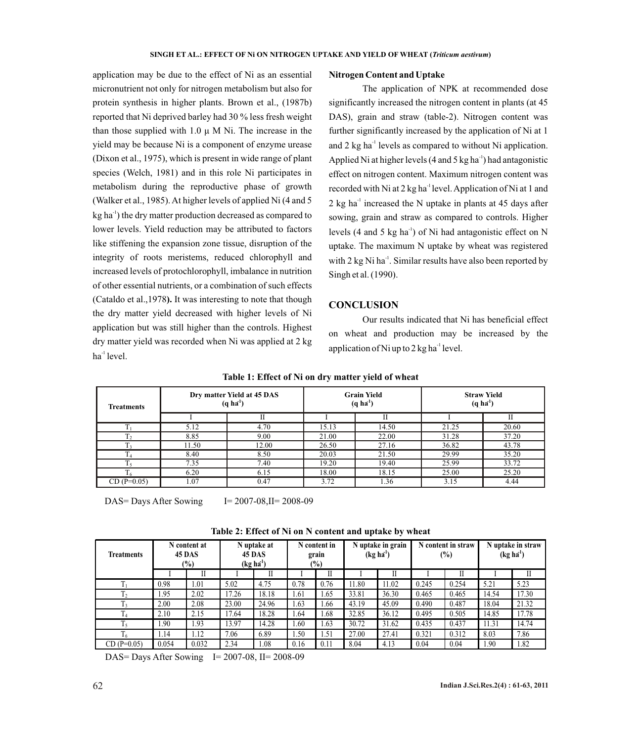application may be due to the effect of Ni as an essential micronutrient not only for nitrogen metabolism but also for protein synthesis in higher plants. Brown et al., (1987b) reported that Ni deprived barley had 30 % less fresh weight than those supplied with 1.0 μ M Ni. The increase in the yield may be because Ni is a component of enzyme urease (Dixon et al., 1975), which is present in wide range of plant species (Welch, 1981) and in this role Ni participates in metabolism during the reproductive phase of growth (Walker et al., 1985). At higher levels of applied Ni (4 and 5 kg ha$^{-1}$) the dry matter production decreased as compared to lower levels. Yield reduction may be attributed to factors like stiffening the expansion zone tissue, disruption of the integrity of roots meristems, reduced chlorophyll and increased levels of protochlorophyll, imbalance in nutrition of other essential nutrients, or a combination of such effects (Cataldo et al.,1978**).** It was interesting to note that though the dry matter yield decreased with higher levels of Ni application but was still higher than the controls. Highest dry matter yield was recorded when Ni was applied at 2 kg ha$^{-1}$ level.

**Nitrogen Content and Uptake**

The application of NPK at recommended dose significantly increased the nitrogen content in plants (at 45 DAS), grain and straw (table-2). Nitrogen content was further significantly increased by the application of Ni at 1 and 2 kg ha$^{-1}$ levels as compared to without Ni application. Applied Ni at higher levels (4 and 5 kg ha$^{-1}$) had antagonistic effect on nitrogen content. Maximum nitrogen content was recorded with Ni at 2 kg ha$^{-1}$ level. Application of Ni at 1 and 2 kg ha$^{-1}$ increased the N uptake in plants at 45 days after sowing, grain and straw as compared to controls. Higher levels (4 and 5 kg ha$^{-1}$) of Ni had antagonistic effect on N uptake. The maximum N uptake by wheat was registered with 2 kg Ni ha$^{-1}$. Similar results have also been reported by Singh et al. (1990).

## CONCLUSION

Our results indicated that Ni has beneficial effect on wheat and production may be increased by the application of Ni up to 2 kg ha$^{-1}$ level.

**Table 1: Effect of Ni on dry matter yield of wheat**

| Treatments | Dry matter Yield at 45 DAS (q ha$^{-1}$) | | Grain Yield (q ha$^{-1}$) | | Straw Yield (q ha$^{-1}$) | |
|---|---|---|---|---|---|---|
| | I | II | I | II | I | II |
| $T_1$ | 5.12 | 4.70 | 15.13 | 14.50 | 21.25 | 20.60 |
| $T_2$ | 8.85 | 9.00 | 21.00 | 22.00 | 31.28 | 37.20 |
| $T_3$ | 11.50 | 12.00 | 26.50 | 27.16 | 36.82 | 43.78 |
| $T_4$ | 8.40 | 8.50 | 20.03 | 21.50 | 29.99 | 35.20 |
| $T_5$ | 7.35 | 7.40 | 19.20 | 19.40 | 25.99 | 33.72 |
| $T_6$ | 6.20 | 6.15 | 18.00 | 18.15 | 25.00 | 25.20 |
| CD (P=0.05) | 1.07 | 0.47 | 3.72 | 1.36 | 3.15 | 4.44 |

DAS= Days After Sowing I= 2007-08,II= 2008-09

**Table 2: Effect of Ni on N content and uptake by wheat**

| Treatments | N content at 45 DAS (%) | | N uptake at 45 DAS (kg ha$^{-1}$) | | N content in grain (%) | | N uptake in grain (kg ha$^{-1}$) | | N content in straw (%) | | N uptake in straw (kg ha$^{-1}$) | |
|---|---|---|---|---|---|---|---|---|---|---|---|---|
| | I | II | I | II | I | II | I | II | I | II | I | II |
| $T_1$ | 0.98 | 1.01 | 5.02 | 4.75 | 0.78 | 0.76 | 11.80 | 11.02 | 0.245 | 0.254 | 5.21 | 5.23 |
| $T_2$ | 1.95 | 2.02 | 17.26 | 18.18 | 1.61 | 1.65 | 33.81 | 36.30 | 0.465 | 0.465 | 14.54 | 17.30 |
| $T_3$ | 2.00 | 2.08 | 23.00 | 24.96 | 1.63 | 1.66 | 43.19 | 45.09 | 0.490 | 0.487 | 18.04 | 21.32 |
| $T_4$ | 2.10 | 2.15 | 17.64 | 18.28 | 1.64 | 1.68 | 32.85 | 36.12 | 0.495 | 0.505 | 14.85 | 17.78 |
| $T_5$ | 1.90 | 1.93 | 13.97 | 14.28 | 1.60 | 1.63 | 30.72 | 31.62 | 0.435 | 0.437 | 11.31 | 14.74 |
| $T_6$ | 1.14 | 1.12 | 7.06 | 6.89 | 1.50 | 1.51 | 27.00 | 27.41 | 0.321 | 0.312 | 8.03 | 7.86 |
| CD (P=0.05) | 0.054 | 0.032 | 2.34 | 1.08 | 0.16 | 0.11 | 8.04 | 4.13 | 0.04 | 0.04 | 1.90 | 1.82 |

DAS= Days After Sowing I= 2007-08, II= 2008-09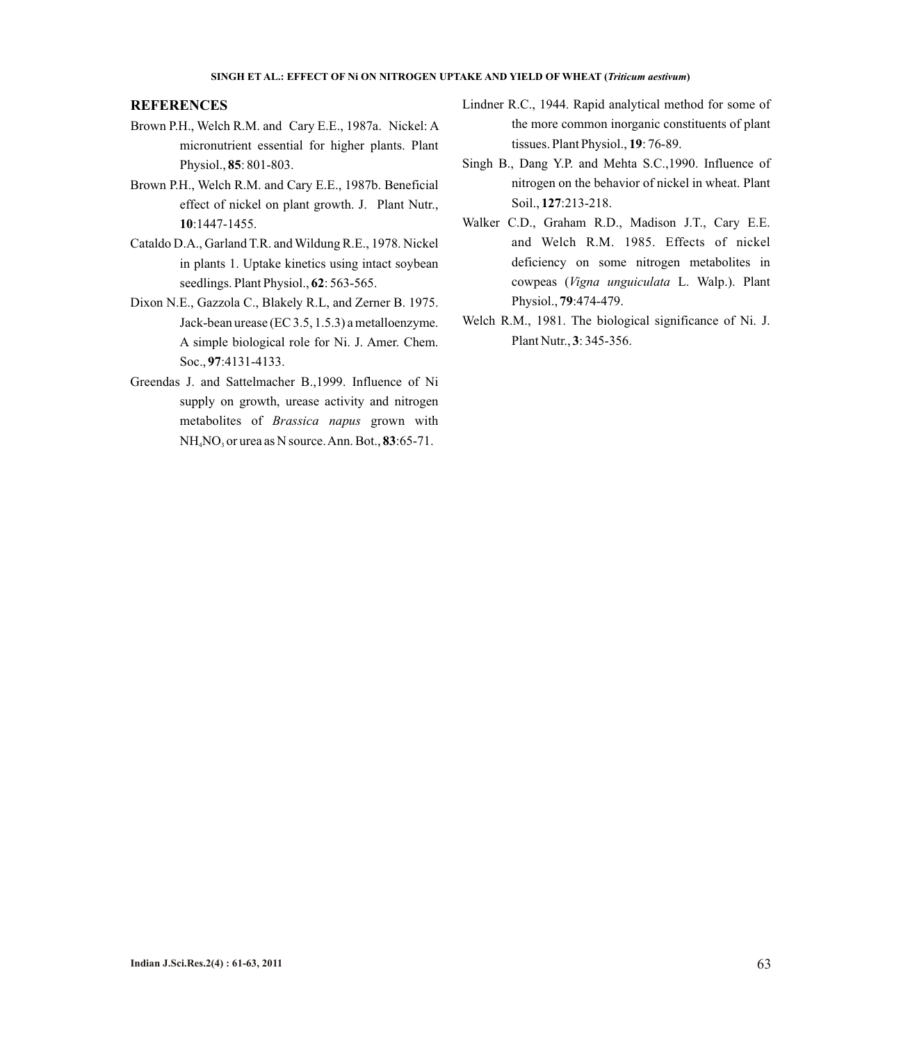## REFERENCES

Brown P.H., Welch R.M. and Cary E.E., 1987a. Nickel: A micronutrient essential for higher plants. Plant Physiol., **85**: 801-803.

Brown P.H., Welch R.M. and Cary E.E., 1987b. Beneficial effect of nickel on plant growth. J. Plant Nutr., **10**:1447-1455.

Cataldo D.A., Garland T.R. and Wildung R.E., 1978. Nickel in plants 1. Uptake kinetics using intact soybean seedlings. Plant Physiol., **62**: 563-565.

Dixon N.E., Gazzola C., Blakely R.L, and Zerner B. 1975. Jack-bean urease (EC 3.5, 1.5.3) a metalloenzyme. A simple biological role for Ni. J. Amer. Chem. Soc., **97**:4131-4133.

Greendas J. and Sattelmacher B.,1999. Influence of Ni supply on growth, urease activity and nitrogen metabolites of *Brassica napus* grown with $NH_4NO_3$ or urea as N source. Ann. Bot., **83**:65-71.

Lindner R.C., 1944. Rapid analytical method for some of the more common inorganic constituents of plant tissues. Plant Physiol., **19**: 76-89.

Singh B., Dang Y.P. and Mehta S.C.,1990. Influence of nitrogen on the behavior of nickel in wheat. Plant Soil., **127**:213-218.

Walker C.D., Graham R.D., Madison J.T., Cary E.E. and Welch R.M. 1985. Effects of nickel deficiency on some nitrogen metabolites in cowpeas (*Vigna unguiculata* L. Walp.). Plant Physiol., **79**:474-479.

Welch R.M., 1981. The biological significance of Ni. J. Plant Nutr., **3**: 345-356.